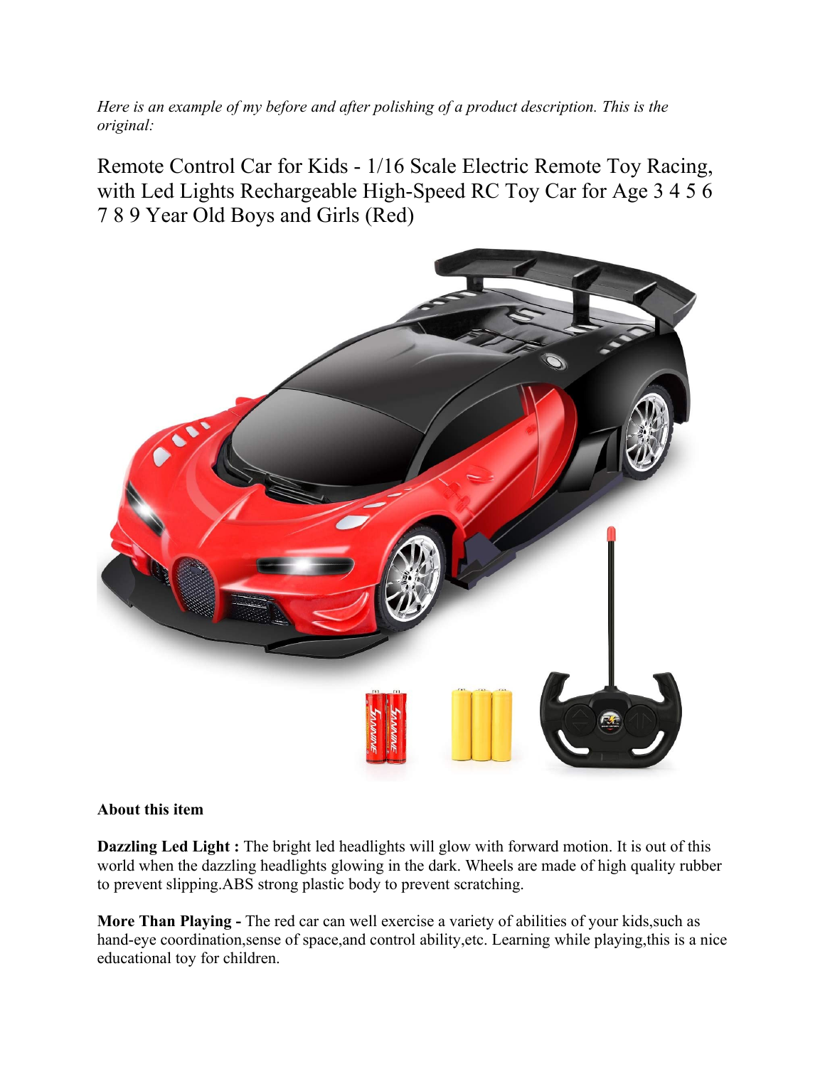*Here is an example of my before and after polishing of a product description. This is the original:*

# Remote Control Car for Kids - 1/16 Scale Electric Remote Toy Racing, with Led Lights Rechargeable High-Speed RC Toy Car for Age 3 4 5 6 7 8 9 Year Old Boys and Girls (Red)

**About this item**

**Dazzling Led Light :** The bright led headlights will glow with forward motion. It is out of this world when the dazzling headlights glowing in the dark. Wheels are made of high quality rubber to prevent slipping.ABS strong plastic body to prevent scratching.

**More Than Playing -** The red car can well exercise a variety of abilities of your kids,such as hand-eye coordination,sense of space,and control ability,etc. Learning while playing,this is a nice educational toy for children.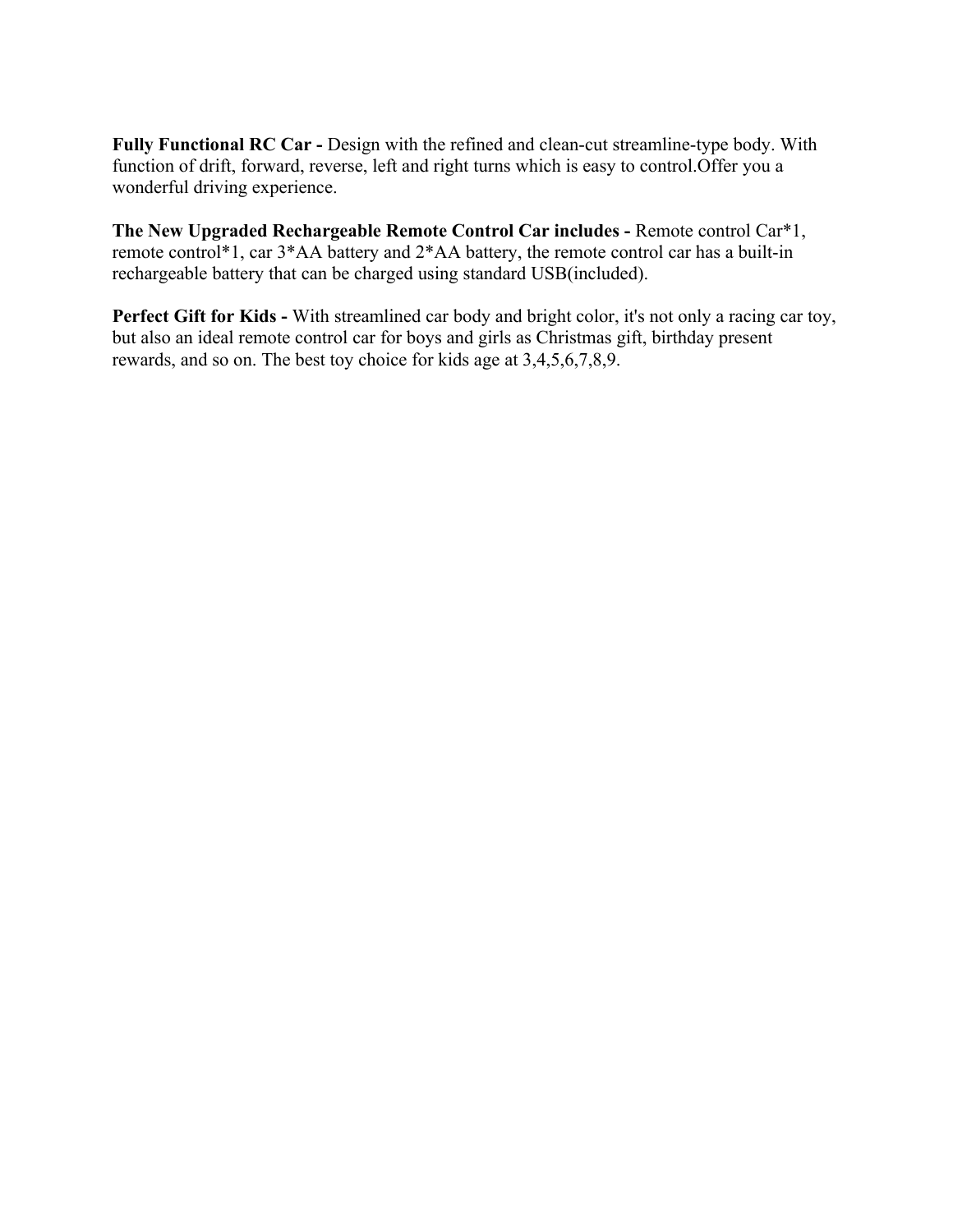**Fully Functional RC Car -** Design with the refined and clean-cut streamline-type body. With function of drift, forward, reverse, left and right turns which is easy to control.Offer you a wonderful driving experience.

**The New Upgraded Rechargeable Remote Control Car includes -** Remote control Car*1, remote control*1, car 3*AA battery and 2*AA battery, the remote control car has a built-in rechargeable battery that can be charged using standard USB(included).

**Perfect Gift for Kids -** With streamlined car body and bright color, it's not only a racing car toy, but also an ideal remote control car for boys and girls as Christmas gift, birthday present rewards, and so on. The best toy choice for kids age at 3,4,5,6,7,8,9.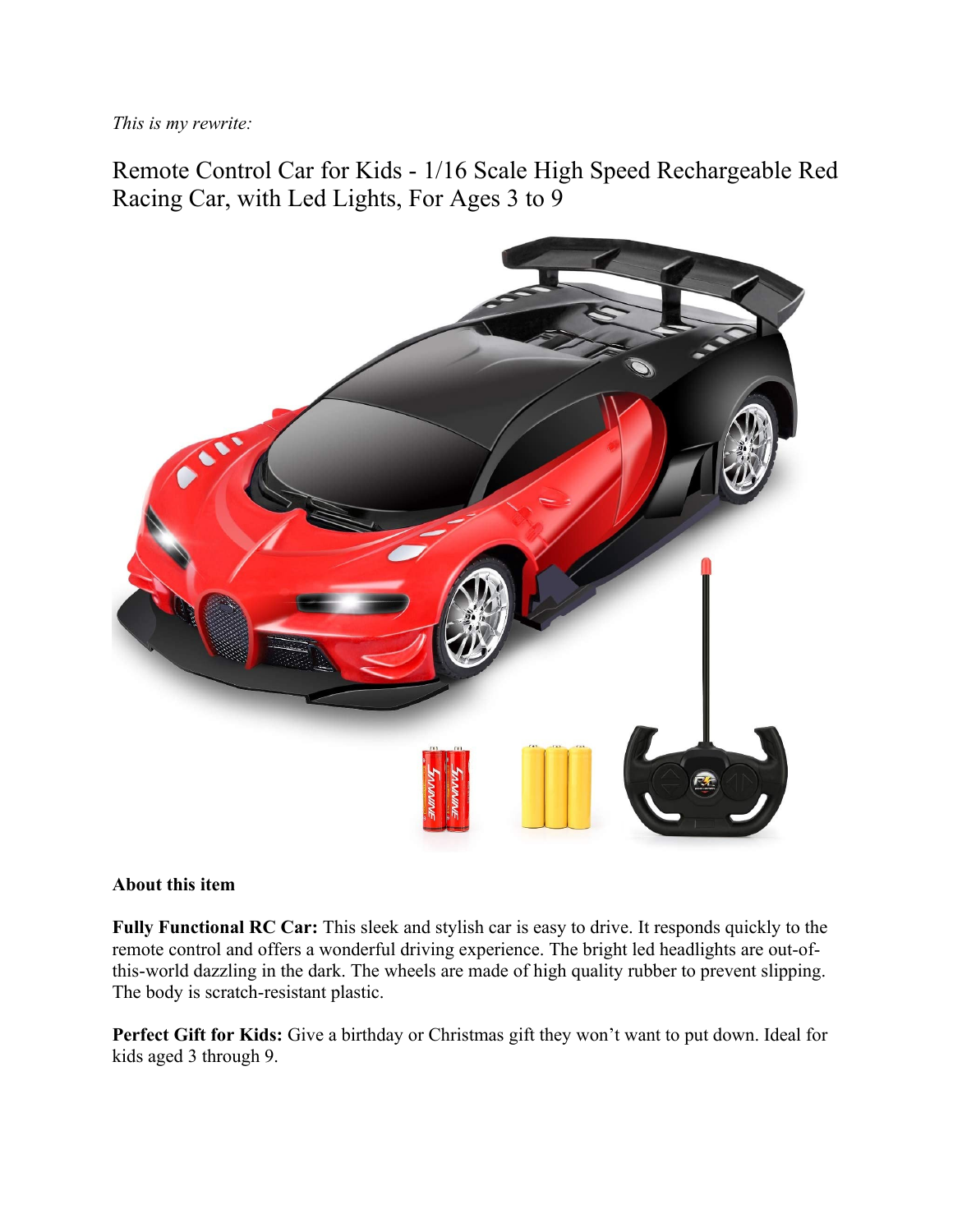*This is my rewrite:*

# Remote Control Car for Kids - 1/16 Scale High Speed Rechargeable Red Racing Car, with Led Lights, For Ages 3 to 9

**About this item**

**Fully Functional RC Car:** This sleek and stylish car is easy to drive. It responds quickly to the remote control and offers a wonderful driving experience. The bright led headlights are out-of-this-world dazzling in the dark. The wheels are made of high quality rubber to prevent slipping. The body is scratch-resistant plastic.

**Perfect Gift for Kids:** Give a birthday or Christmas gift they won't want to put down. Ideal for kids aged 3 through 9.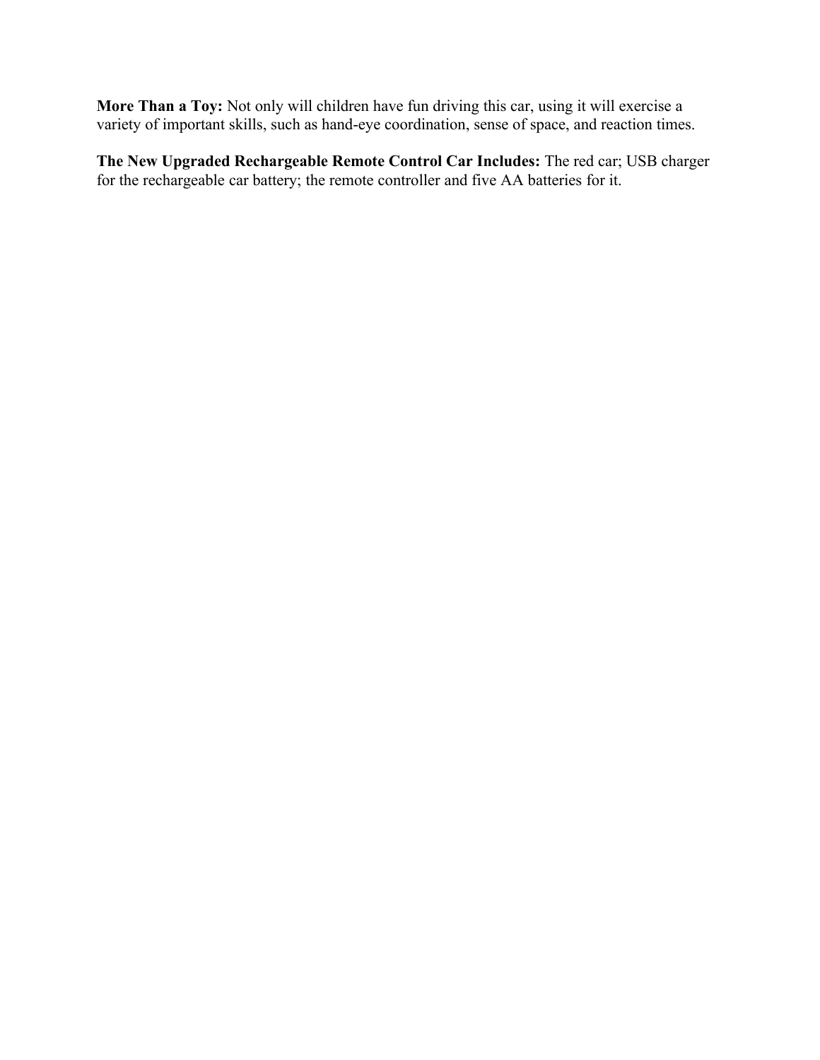**More Than a Toy:** Not only will children have fun driving this car, using it will exercise a variety of important skills, such as hand-eye coordination, sense of space, and reaction times.

**The New Upgraded Rechargeable Remote Control Car Includes:** The red car; USB charger for the rechargeable car battery; the remote controller and five AA batteries for it.